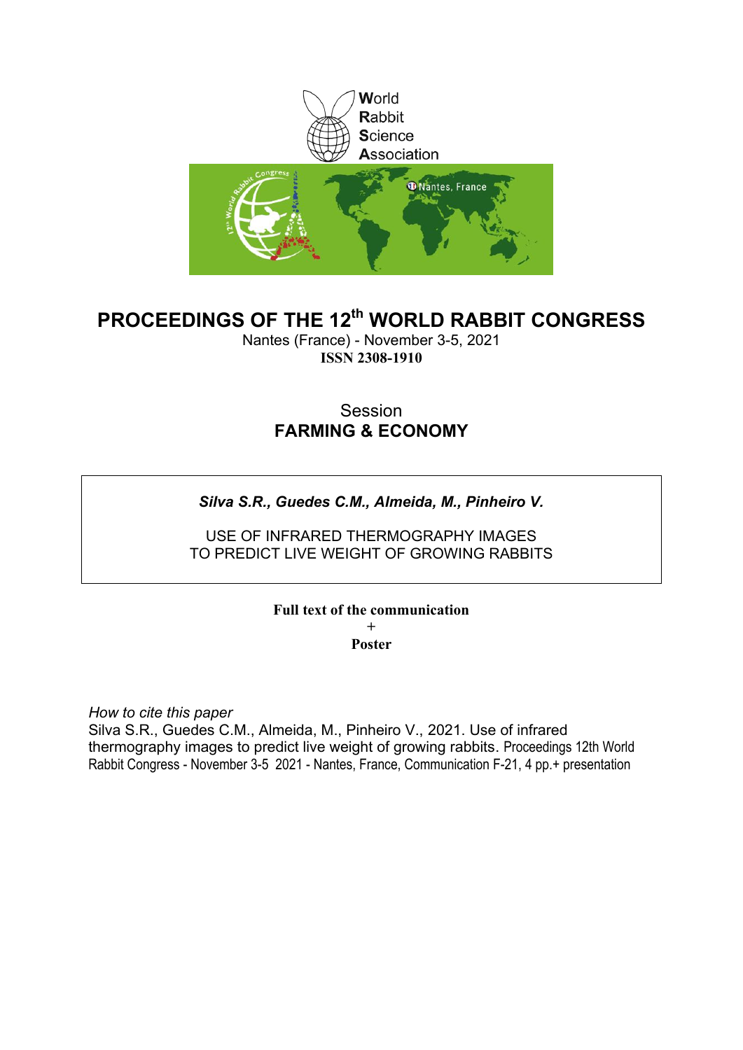World
Rabbit
Science
Association

# PROCEEDINGS OF THE 12th WORLD RABBIT CONGRESS

Nantes (France) - November 3-5, 2021

**ISSN 2308-1910**

Session
**FARMING & ECONOMY**

***Silva S.R., Guedes C.M., Almeida, M., Pinheiro V.***

USE OF INFRARED THERMOGRAPHY IMAGES
TO PREDICT LIVE WEIGHT OF GROWING RABBITS

**Full text of the communication**
**+**
**Poster**

*How to cite this paper*
Silva S.R., Guedes C.M., Almeida, M., Pinheiro V., 2021. Use of infrared thermography images to predict live weight of growing rabbits. Proceedings 12th World Rabbit Congress - November 3-5 2021 - Nantes, France, Communication F-21, 4 pp.+ presentation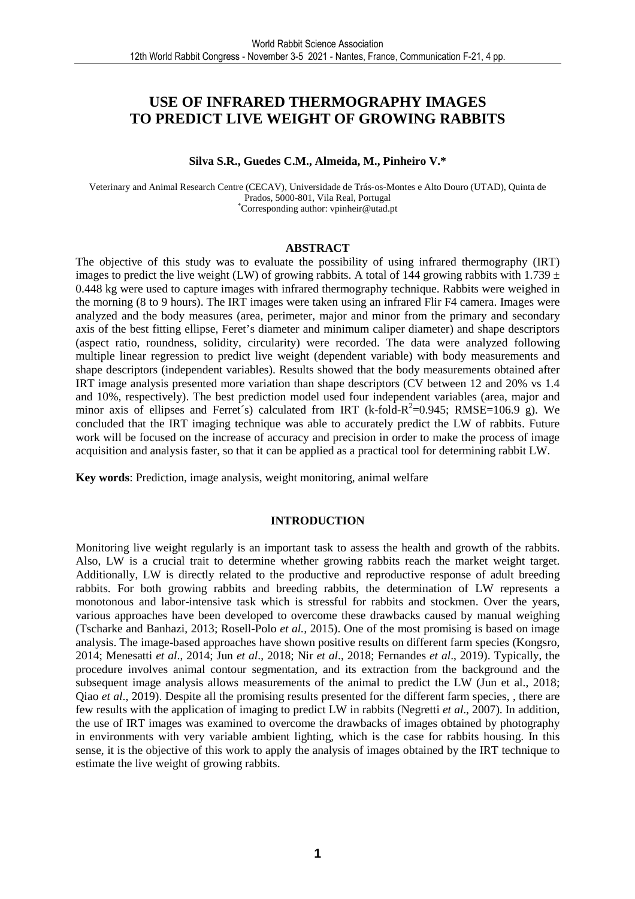# USE OF INFRARED THERMOGRAPHY IMAGES TO PREDICT LIVE WEIGHT OF GROWING RABBITS

**Silva S.R., Guedes C.M., Almeida, M., Pinheiro V.***

Veterinary and Animal Research Centre (CECAV), Universidade de Trás-os-Montes e Alto Douro (UTAD), Quinta de Prados, 5000-801, Vila Real, Portugal
*Corresponding author: vpinheir@utad.pt

## ABSTRACT

The objective of this study was to evaluate the possibility of using infrared thermography (IRT) images to predict the live weight (LW) of growing rabbits. A total of 144 growing rabbits with 1.739 ± 0.448 kg were used to capture images with infrared thermography technique. Rabbits were weighed in the morning (8 to 9 hours). The IRT images were taken using an infrared Flir F4 camera. Images were analyzed and the body measures (area, perimeter, major and minor from the primary and secondary axis of the best fitting ellipse, Feret's diameter and minimum caliper diameter) and shape descriptors (aspect ratio, roundness, solidity, circularity) were recorded. The data were analyzed following multiple linear regression to predict live weight (dependent variable) with body measurements and shape descriptors (independent variables). Results showed that the body measurements obtained after IRT image analysis presented more variation than shape descriptors (CV between 12 and 20% vs 1.4 and 10%, respectively). The best prediction model used four independent variables (area, major and minor axis of ellipses and Ferret´s) calculated from IRT (k-fold-$R^2$=0.945; RMSE=106.9 g). We concluded that the IRT imaging technique was able to accurately predict the LW of rabbits. Future work will be focused on the increase of accuracy and precision in order to make the process of image acquisition and analysis faster, so that it can be applied as a practical tool for determining rabbit LW.

**Key words**: Prediction, image analysis, weight monitoring, animal welfare

## INTRODUCTION

Monitoring live weight regularly is an important task to assess the health and growth of the rabbits. Also, LW is a crucial trait to determine whether growing rabbits reach the market weight target. Additionally, LW is directly related to the productive and reproductive response of adult breeding rabbits. For both growing rabbits and breeding rabbits, the determination of LW represents a monotonous and labor-intensive task which is stressful for rabbits and stockmen. Over the years, various approaches have been developed to overcome these drawbacks caused by manual weighing (Tscharke and Banhazi, 2013; Rosell-Polo *et al.*, 2015). One of the most promising is based on image analysis. The image-based approaches have shown positive results on different farm species (Kongsro, 2014; Menesatti *et al*., 2014; Jun *et al*., 2018; Nir *et al*., 2018; Fernandes *et al*., 2019). Typically, the procedure involves animal contour segmentation, and its extraction from the background and the subsequent image analysis allows measurements of the animal to predict the LW (Jun et al., 2018; Qiao *et al*., 2019). Despite all the promising results presented for the different farm species, , there are few results with the application of imaging to predict LW in rabbits (Negretti *et al*., 2007). In addition, the use of IRT images was examined to overcome the drawbacks of images obtained by photography in environments with very variable ambient lighting, which is the case for rabbits housing. In this sense, it is the objective of this work to apply the analysis of images obtained by the IRT technique to estimate the live weight of growing rabbits.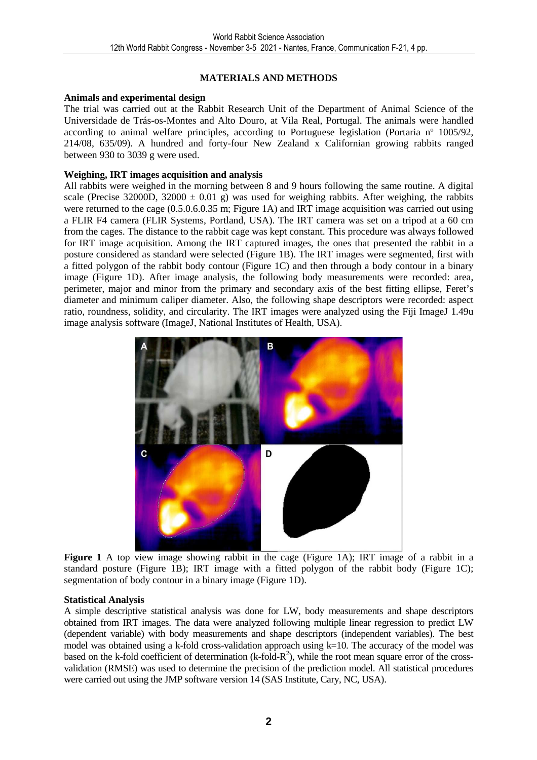## MATERIALS AND METHODS

### Animals and experimental design

The trial was carried out at the Rabbit Research Unit of the Department of Animal Science of the Universidade de Trás-os-Montes and Alto Douro, at Vila Real, Portugal. The animals were handled according to animal welfare principles, according to Portuguese legislation (Portaria nº 1005/92, 214/08, 635/09). A hundred and forty-four New Zealand x Californian growing rabbits ranged between 930 to 3039 g were used.

### Weighing, IRT images acquisition and analysis

All rabbits were weighed in the morning between 8 and 9 hours following the same routine. A digital scale (Precise 32000D, 32000 ± 0.01 g) was used for weighing rabbits. After weighing, the rabbits were returned to the cage (0.5.0.6.0.35 m; Figure 1A) and IRT image acquisition was carried out using a FLIR F4 camera (FLIR Systems, Portland, USA). The IRT camera was set on a tripod at a 60 cm from the cages. The distance to the rabbit cage was kept constant. This procedure was always followed for IRT image acquisition. Among the IRT captured images, the ones that presented the rabbit in a posture considered as standard were selected (Figure 1B). The IRT images were segmented, first with a fitted polygon of the rabbit body contour (Figure 1C) and then through a body contour in a binary image (Figure 1D). After image analysis, the following body measurements were recorded: area, perimeter, major and minor from the primary and secondary axis of the best fitting ellipse, Feret's diameter and minimum caliper diameter. Also, the following shape descriptors were recorded: aspect ratio, roundness, solidity, and circularity. The IRT images were analyzed using the Fiji ImageJ 1.49u image analysis software (ImageJ, National Institutes of Health, USA).

**Figure 1** A top view image showing rabbit in the cage (Figure 1A); IRT image of a rabbit in a standard posture (Figure 1B); IRT image with a fitted polygon of the rabbit body (Figure 1C); segmentation of body contour in a binary image (Figure 1D).

### Statistical Analysis

A simple descriptive statistical analysis was done for LW, body measurements and shape descriptors obtained from IRT images. The data were analyzed following multiple linear regression to predict LW (dependent variable) with body measurements and shape descriptors (independent variables). The best model was obtained using a k-fold cross-validation approach using k=10. The accuracy of the model was based on the k-fold coefficient of determination (k-fold-$R^2$), while the root mean square error of the cross-validation (RMSE) was used to determine the precision of the prediction model. All statistical procedures were carried out using the JMP software version 14 (SAS Institute, Cary, NC, USA).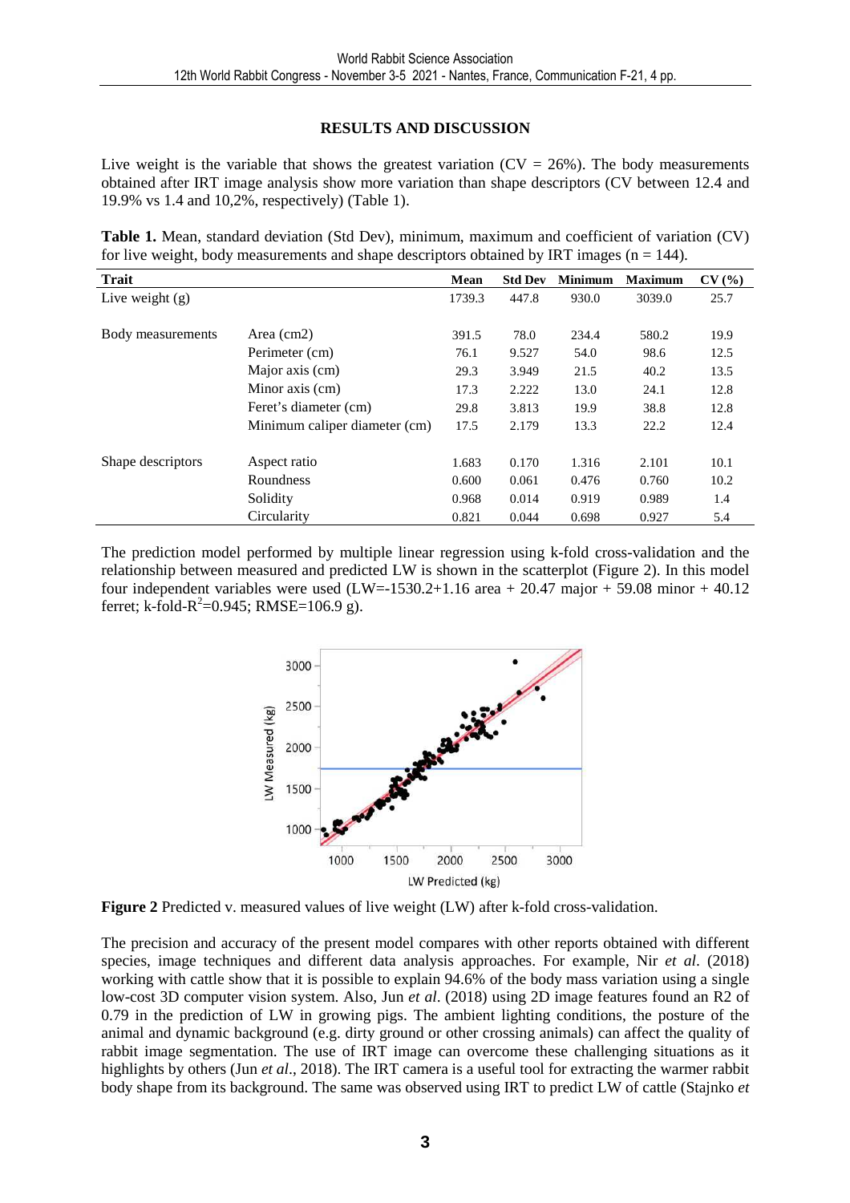## RESULTS AND DISCUSSION

Live weight is the variable that shows the greatest variation (CV = 26%). The body measurements obtained after IRT image analysis show more variation than shape descriptors (CV between 12.4 and 19.9% vs 1.4 and 10,2%, respectively) (Table 1).

**Table 1.** Mean, standard deviation (Std Dev), minimum, maximum and coefficient of variation (CV) for live weight, body measurements and shape descriptors obtained by IRT images (n = 144).

| Trait | | Mean | Std Dev | Minimum | Maximum | CV (%) |
|---|---|---|---|---|---|---|
| Live weight (g) | | 1739.3 | 447.8 | 930.0 | 3039.0 | 25.7 |
| Body measurements | Area (cm2) | 391.5 | 78.0 | 234.4 | 580.2 | 19.9 |
| | Perimeter (cm) | 76.1 | 9.527 | 54.0 | 98.6 | 12.5 |
| | Major axis (cm) | 29.3 | 3.949 | 21.5 | 40.2 | 13.5 |
| | Minor axis (cm) | 17.3 | 2.222 | 13.0 | 24.1 | 12.8 |
| | Feret's diameter (cm) | 29.8 | 3.813 | 19.9 | 38.8 | 12.8 |
| | Minimum caliper diameter (cm) | 17.5 | 2.179 | 13.3 | 22.2 | 12.4 |
| Shape descriptors | Aspect ratio | 1.683 | 0.170 | 1.316 | 2.101 | 10.1 |
| | Roundness | 0.600 | 0.061 | 0.476 | 0.760 | 10.2 |
| | Solidity | 0.968 | 0.014 | 0.919 | 0.989 | 1.4 |
| | Circularity | 0.821 | 0.044 | 0.698 | 0.927 | 5.4 |

The prediction model performed by multiple linear regression using k-fold cross-validation and the relationship between measured and predicted LW is shown in the scatterplot (Figure 2). In this model four independent variables were used (LW=-1530.2+1.16 area + 20.47 major + 59.08 minor + 40.12 ferret; k-fold-$R^2$=0.945; RMSE=106.9 g).

**Figure 2** Predicted v. measured values of live weight (LW) after k-fold cross-validation.

The precision and accuracy of the present model compares with other reports obtained with different species, image techniques and different data analysis approaches. For example, Nir *et al*. (2018) working with cattle show that it is possible to explain 94.6% of the body mass variation using a single low-cost 3D computer vision system. Also, Jun *et al*. (2018) using 2D image features found an R2 of 0.79 in the prediction of LW in growing pigs. The ambient lighting conditions, the posture of the animal and dynamic background (e.g. dirty ground or other crossing animals) can affect the quality of rabbit image segmentation. The use of IRT image can overcome these challenging situations as it highlights by others (Jun *et al*., 2018). The IRT camera is a useful tool for extracting the warmer rabbit body shape from its background. The same was observed using IRT to predict LW of cattle (Stajnko *et*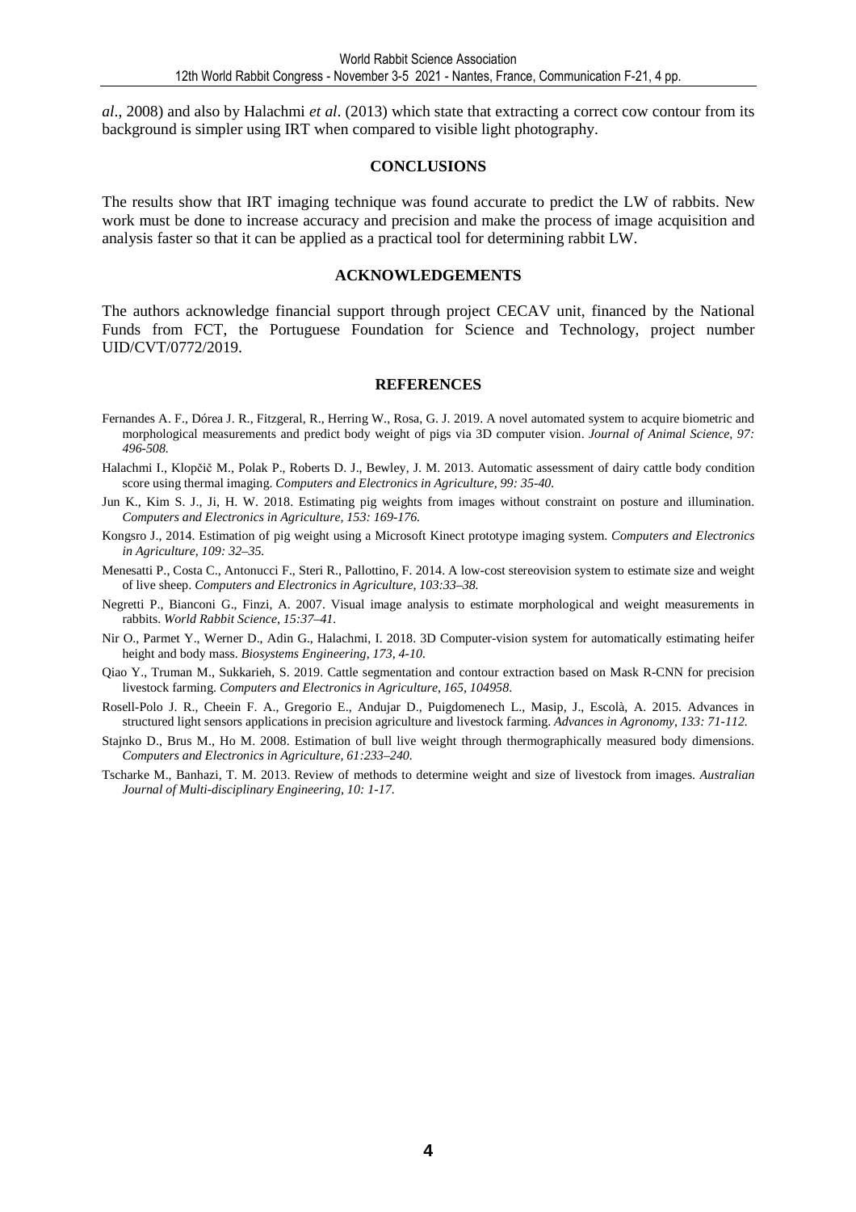*al*., 2008) and also by Halachmi *et al*. (2013) which state that extracting a correct cow contour from its background is simpler using IRT when compared to visible light photography.

## CONCLUSIONS

The results show that IRT imaging technique was found accurate to predict the LW of rabbits. New work must be done to increase accuracy and precision and make the process of image acquisition and analysis faster so that it can be applied as a practical tool for determining rabbit LW.

## ACKNOWLEDGEMENTS

The authors acknowledge financial support through project CECAV unit, financed by the National Funds from FCT, the Portuguese Foundation for Science and Technology, project number UID/CVT/0772/2019.

## REFERENCES

Fernandes A. F., Dórea J. R., Fitzgeral, R., Herring W., Rosa, G. J. 2019. A novel automated system to acquire biometric and morphological measurements and predict body weight of pigs via 3D computer vision. *Journal of Animal Science, 97: 496-508.*

Halachmi I., Klopčič M., Polak P., Roberts D. J., Bewley, J. M. 2013. Automatic assessment of dairy cattle body condition score using thermal imaging. *Computers and Electronics in Agriculture, 99: 35-40.*

Jun K., Kim S. J., Ji, H. W. 2018. Estimating pig weights from images without constraint on posture and illumination. *Computers and Electronics in Agriculture, 153: 169-176.*

Kongsro J., 2014. Estimation of pig weight using a Microsoft Kinect prototype imaging system. *Computers and Electronics in Agriculture, 109: 32–35.*

Menesatti P., Costa C., Antonucci F., Steri R., Pallottino, F. 2014. A low-cost stereovision system to estimate size and weight of live sheep. *Computers and Electronics in Agriculture, 103:33–38.*

Negretti P., Bianconi G., Finzi, A. 2007. Visual image analysis to estimate morphological and weight measurements in rabbits. *World Rabbit Science, 15:37–41.*

Nir O., Parmet Y., Werner D., Adin G., Halachmi, I. 2018. 3D Computer-vision system for automatically estimating heifer height and body mass. *Biosystems Engineering, 173, 4-10.*

Qiao Y., Truman M., Sukkarieh, S. 2019. Cattle segmentation and contour extraction based on Mask R-CNN for precision livestock farming. *Computers and Electronics in Agriculture, 165, 104958.*

Rosell-Polo J. R., Cheein F. A., Gregorio E., Andujar D., Puigdomenech L., Masip, J., Escolà, A. 2015. Advances in structured light sensors applications in precision agriculture and livestock farming. *Advances in Agronomy, 133: 71-112.*

Stajnko D., Brus M., Ho M. 2008. Estimation of bull live weight through thermographically measured body dimensions. *Computers and Electronics in Agriculture, 61:233–240.*

Tscharke M., Banhazi, T. M. 2013. Review of methods to determine weight and size of livestock from images. *Australian Journal of Multi-disciplinary Engineering, 10: 1-17.*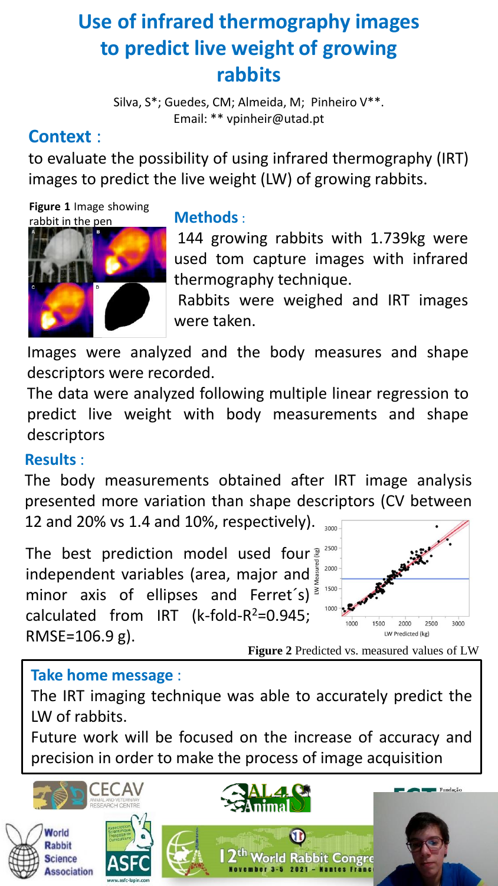# Use of infrared thermography images to predict live weight of growing rabbits

Silva, S*; Guedes, CM; Almeida, M; Pinheiro V**.
Email: ** vpinheir@utad.pt

## Context :

to evaluate the possibility of using infrared thermography (IRT) images to predict the live weight (LW) of growing rabbits.

**Figure 1** Image showing rabbit in the pen

## Methods :

144 growing rabbits with 1.739kg were used tom capture images with infrared thermography technique.

Rabbits were weighed and IRT images were taken.

Images were analyzed and the body measures and shape descriptors were recorded.

The data were analyzed following multiple linear regression to predict live weight with body measurements and shape descriptors

## Results :

The body measurements obtained after IRT image analysis presented more variation than shape descriptors (CV between 12 and 20% vs 1.4 and 10%, respectively).

The best prediction model used four independent variables (area, major and minor axis of ellipses and Ferret´s) calculated from IRT (k-fold-$R^2$=0.945; RMSE=106.9 g).

LW Measured (kg)
3000
2500
2000
1500
1000
1000 1500 2000 2500 3000
LW Predicted (kg)

**Figure 2** Predicted vs. measured values of LW

## Take home message :

The IRT imaging technique was able to accurately predict the LW of rabbits.

Future work will be focused on the increase of accuracy and precision in order to make the process of image acquisition